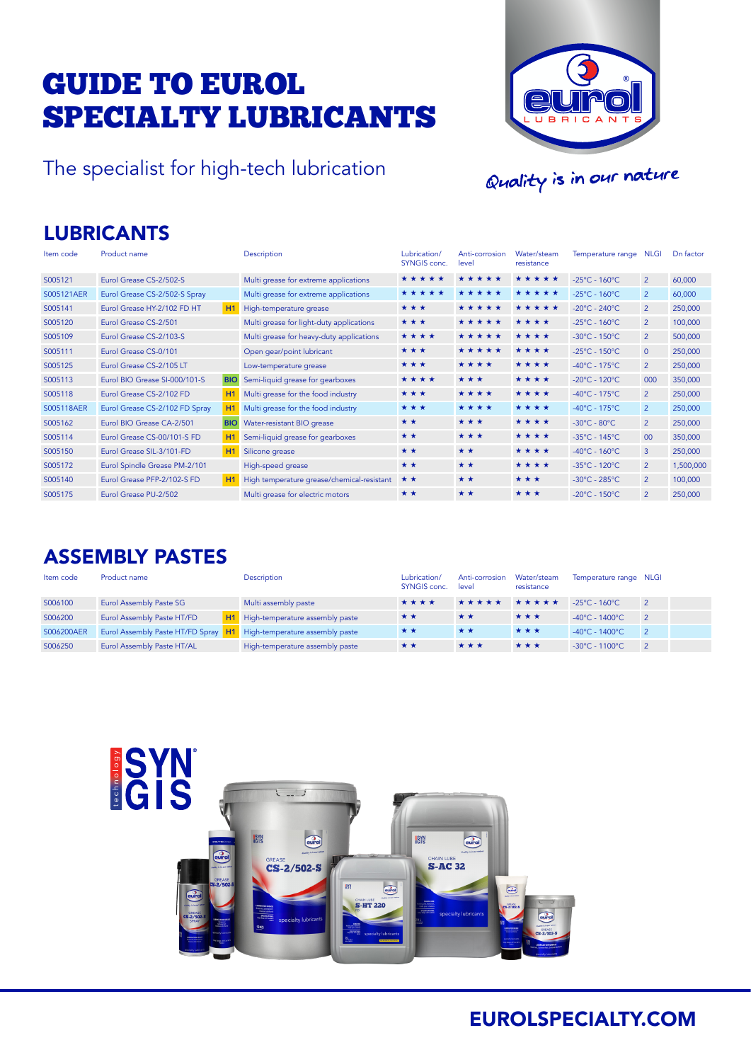# GUIDE TO EUROL SPECIALTY LUBRICANTS

The specialist for high-tech lubrication

Quality is in our nature

## LUBRICANTS

| Item code | Product name | | Description | Lubrication/ SYNGIS conc. | Anti-corrosion level | Water/steam resistance | Temperature range | NLGI | Dn factor |
|---|---|---|---|---|---|---|---|---|---|
| S005121 | Eurol Grease CS-2/502-S | | Multi grease for extreme applications | ★★★★★ | ★★★★★ | ★★★★★ | -25°C - 160°C | 2 | 60,000 |
| S005121AER | Eurol Grease CS-2/502-S Spray | | Multi grease for extreme applications | ★★★★★ | ★★★★★ | ★★★★★ | -25°C - 160°C | 2 | 60,000 |
| S005141 | Eurol Grease HY-2/102 FD HT | H1 | High-temperature grease | ★★★ | ★★★★★ | ★★★★★ | -20°C - 240°C | 2 | 250,000 |
| S005120 | Eurol Grease CS-2/501 | | Multi grease for light-duty applications | ★★★ | ★★★★★ | ★★★★ | -25°C - 160°C | 2 | 100,000 |
| S005109 | Eurol Grease CS-2/103-S | | Multi grease for heavy-duty applications | ★★★★ | ★★★★★ | ★★★★ | -30°C - 150°C | 2 | 500,000 |
| S005111 | Eurol Grease CS-0/101 | | Open gear/point lubricant | ★★★ | ★★★★★ | ★★★★ | -25°C - 150°C | 0 | 250,000 |
| S005125 | Eurol Grease CS-2/105 LT | | Low-temperature grease | ★★★ | ★★★★ | ★★★★ | -40°C - 175°C | 2 | 250,000 |
| S005113 | Eurol BIO Grease SI-000/101-S | BIO | Semi-liquid grease for gearboxes | ★★★★ | ★★★ | ★★★★ | -20°C - 120°C | 000 | 350,000 |
| S005118 | Eurol Grease CS-2/102 FD | H1 | Multi grease for the food industry | ★★★ | ★★★★ | ★★★★ | -40°C - 175°C | 2 | 250,000 |
| S005118AER | Eurol Grease CS-2/102 FD Spray | H1 | Multi grease for the food industry | ★★★ | ★★★★ | ★★★★ | -40°C - 175°C | 2 | 250,000 |
| S005162 | Eurol BIO Grease CA-2/501 | BIO | Water-resistant BIO grease | ★★ | ★★★ | ★★★★ | -30°C - 80°C | 2 | 250,000 |
| S005114 | Eurol Grease CS-00/101-S FD | H1 | Semi-liquid grease for gearboxes | ★★ | ★★★ | ★★★★ | -35°C - 145°C | 00 | 350,000 |
| S005150 | Eurol Grease SIL-3/101-FD | H1 | Silicone grease | ★★ | ★★ | ★★★★ | -40°C - 160°C | 3 | 250,000 |
| S005172 | Eurol Spindle Grease PM-2/101 | | High-speed grease | ★★ | ★★ | ★★★★ | -35°C - 120°C | 2 | 1,500,000 |
| S005140 | Eurol Grease PFP-2/102-S FD | H1 | High temperature grease/chemical-resistant | ★★ | ★★ | ★★★ | -30°C - 285°C | 2 | 100,000 |
| S005175 | Eurol Grease PU-2/502 | | Multi grease for electric motors | ★★ | ★★ | ★★★ | -20°C - 150°C | 2 | 250,000 |

## ASSEMBLY PASTES

| Item code | Product name | | Description | Lubrication/ SYNGIS conc. | Anti-corrosion level | Water/steam resistance | Temperature range | NLGI |
|---|---|---|---|---|---|---|---|---|
| S006100 | Eurol Assembly Paste SG | | Multi assembly paste | ★★★★ | ★★★★★ | ★★★★★ | -25°C - 160°C | 2 |
| S006200 | Eurol Assembly Paste HT/FD | H1 | High-temperature assembly paste | ★★ | ★★ | ★★★ | -40°C - 1400°C | 2 |
| S006200AER | Eurol Assembly Paste HT/FD Spray | H1 | High-temperature assembly paste | ★★ | ★★ | ★★★ | -40°C - 1400°C | 2 |
| S006250 | Eurol Assembly Paste HT/AL | | High-temperature assembly paste | ★★ | ★★★ | ★★★ | -30°C - 1100°C | 2 |

EUROLSPECIALTY.COM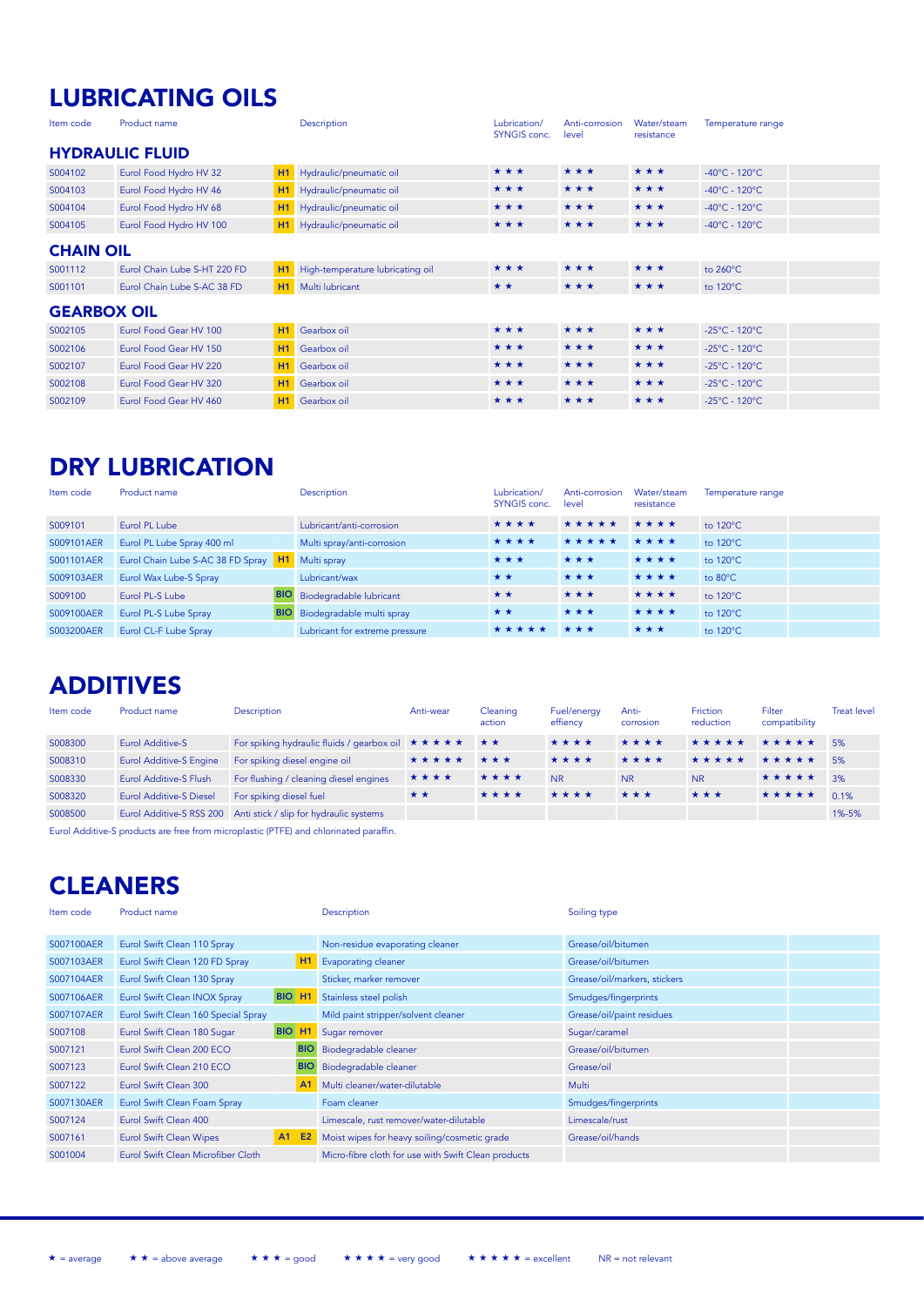# LUBRICATING OILS

| Item code | Product name | | Description | Lubrication/ SYNGIS conc. | Anti-corrosion level | Water/steam resistance | Temperature range |
|---|---|---|---|---|---|---|---|
| **HYDRAULIC FLUID** | | | | | | | |
| S004102 | Eurol Food Hydro HV 32 | H1 | Hydraulic/pneumatic oil | ★ ★ ★ | ★ ★ ★ | ★ ★ ★ | -40°C - 120°C |
| S004103 | Eurol Food Hydro HV 46 | H1 | Hydraulic/pneumatic oil | ★ ★ ★ | ★ ★ ★ | ★ ★ ★ | -40°C - 120°C |
| S004104 | Eurol Food Hydro HV 68 | H1 | Hydraulic/pneumatic oil | ★ ★ ★ | ★ ★ ★ | ★ ★ ★ | -40°C - 120°C |
| S004105 | Eurol Food Hydro HV 100 | H1 | Hydraulic/pneumatic oil | ★ ★ ★ | ★ ★ ★ | ★ ★ ★ | -40°C - 120°C |
| **CHAIN OIL** | | | | | | | |
| S001112 | Eurol Chain Lube S-HT 220 FD | H1 | High-temperature lubricating oil | ★ ★ ★ | ★ ★ ★ | ★ ★ ★ | to 260°C |
| S001101 | Eurol Chain Lube S-AC 38 FD | H1 | Multi lubricant | ★ ★ | ★ ★ ★ | ★ ★ ★ | to 120°C |
| **GEARBOX OIL** | | | | | | | |
| S002105 | Eurol Food Gear HV 100 | H1 | Gearbox oil | ★ ★ ★ | ★ ★ ★ | ★ ★ ★ | -25°C - 120°C |
| S002106 | Eurol Food Gear HV 150 | H1 | Gearbox oil | ★ ★ ★ | ★ ★ ★ | ★ ★ ★ | -25°C - 120°C |
| S002107 | Eurol Food Gear HV 220 | H1 | Gearbox oil | ★ ★ ★ | ★ ★ ★ | ★ ★ ★ | -25°C - 120°C |
| S002108 | Eurol Food Gear HV 320 | H1 | Gearbox oil | ★ ★ ★ | ★ ★ ★ | ★ ★ ★ | -25°C - 120°C |
| S002109 | Eurol Food Gear HV 460 | H1 | Gearbox oil | ★ ★ ★ | ★ ★ ★ | ★ ★ ★ | -25°C - 120°C |

# DRY LUBRICATION

| Item code | Product name | | Description | Lubrication/ SYNGIS conc. | Anti-corrosion level | Water/steam resistance | Temperature range |
|---|---|---|---|---|---|---|---|
| S009101 | Eurol PL Lube | | Lubricant/anti-corrosion | ★ ★ ★ ★ | ★ ★ ★ ★ ★ | ★ ★ ★ ★ | to 120°C |
| S009101AER | Eurol PL Lube Spray 400 ml | | Multi spray/anti-corrosion | ★ ★ ★ ★ | ★ ★ ★ ★ ★ | ★ ★ ★ ★ | to 120°C |
| S001101AER | Eurol Chain Lube S-AC 38 FD Spray | H1 | Multi spray | ★ ★ ★ | ★ ★ ★ | ★ ★ ★ ★ | to 120°C |
| S009103AER | Eurol Wax Lube-S Spray | | Lubricant/wax | ★ ★ | ★ ★ ★ | ★ ★ ★ ★ | to 80°C |
| S009100 | Eurol PL-S Lube | BIO | Biodegradable lubricant | ★ ★ | ★ ★ ★ | ★ ★ ★ ★ | to 120°C |
| S009100AER | Eurol PL-S Lube Spray | BIO | Biodegradable multi spray | ★ ★ | ★ ★ ★ | ★ ★ ★ ★ | to 120°C |
| S003200AER | Eurol CL-F Lube Spray | | Lubricant for extreme pressure | ★ ★ ★ ★ ★ | ★ ★ ★ | ★ ★ ★ | to 120°C |

# ADDITIVES

| Item code | Product name | Description | Anti-wear | Cleaning action | Fuel/energy effiency | Anti-corrosion | Friction reduction | Filter compatibility | Treat level |
|---|---|---|---|---|---|---|---|---|---|
| S008300 | Eurol Additive-S | For spiking hydraulic fluids / gearbox oil | ★ ★ ★ ★ ★ | ★ ★ | ★ ★ ★ ★ | ★ ★ ★ ★ | ★ ★ ★ ★ ★ | ★ ★ ★ ★ ★ | 5% |
| S008310 | Eurol Additive-S Engine | For spiking diesel engine oil | ★ ★ ★ ★ ★ | ★ ★ ★ | ★ ★ ★ ★ | ★ ★ ★ ★ | ★ ★ ★ ★ ★ | ★ ★ ★ ★ ★ | 5% |
| S008330 | Eurol Additive-S Flush | For flushing / cleaning diesel engines | ★ ★ ★ ★ | ★ ★ ★ ★ | NR | NR | NR | ★ ★ ★ ★ ★ | 3% |
| S008320 | Eurol Additive-S Diesel | For spiking diesel fuel | ★ ★ | ★ ★ ★ ★ | ★ ★ ★ ★ | ★ ★ ★ | ★ ★ ★ | ★ ★ ★ ★ ★ | 0.1% |
| S008500 | Eurol Additive-S RSS 200 | Anti stick / slip for hydraulic systems | | | | | | | 1%-5% |

Eurol Additive-S products are free from microplastic (PTFE) and chlorinated paraffin.

# CLEANERS

| Item code | Product name | | Description | Soiling type |
|---|---|---|---|---|
| S007100AER | Eurol Swift Clean 110 Spray | | Non-residue evaporating cleaner | Grease/oil/bitumen |
| S007103AER | Eurol Swift Clean 120 FD Spray | H1 | Evaporating cleaner | Grease/oil/bitumen |
| S007104AER | Eurol Swift Clean 130 Spray | | Sticker, marker remover | Grease/oil/markers, stickers |
| S007106AER | Eurol Swift Clean INOX Spray | BIO H1 | Stainless steel polish | Smudges/fingerprints |
| S007107AER | Eurol Swift Clean 160 Special Spray | | Mild paint stripper/solvent cleaner | Grease/oil/paint residues |
| S007108 | Eurol Swift Clean 180 Sugar | BIO H1 | Sugar remover | Sugar/caramel |
| S007121 | Eurol Swift Clean 200 ECO | BIO | Biodegradable cleaner | Grease/oil/bitumen |
| S007123 | Eurol Swift Clean 210 ECO | BIO | Biodegradable cleaner | Grease/oil |
| S007122 | Eurol Swift Clean 300 | A1 | Multi cleaner/water-dilutable | Multi |
| S007130AER | Eurol Swift Clean Foam Spray | | Foam cleaner | Smudges/fingerprints |
| S007124 | Eurol Swift Clean 400 | | Limescale, rust remover/water-dilutable | Limescale/rust |
| S007161 | Eurol Swift Clean Wipes | A1 E2 | Moist wipes for heavy soiling/cosmetic grade | Grease/oil/hands |
| S001004 | Eurol Swift Clean Microfiber Cloth | | Micro-fibre cloth for use with Swift Clean products | |

★ = average ★ ★ = above average ★ ★ ★ = good ★ ★ ★ ★ = very good ★ ★ ★ ★ ★ = excellent NR = not relevant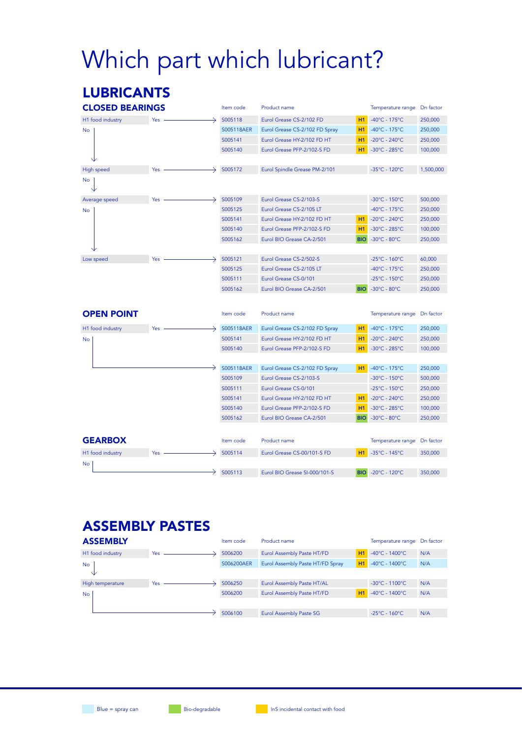# Which part which lubricant?

## LUBRICANTS

### CLOSED BEARINGS

| Condition | | Item code | Product name | | Temperature range | Dn factor |
|---|---|---|---|---|---|---|
| H1 food industry | Yes → | S005118 | Eurol Grease CS-2/102 FD | H1 | -40°C - 175°C | 250,000 |
| No ↓ | | S005118AER | Eurol Grease CS-2/102 FD Spray | H1 | -40°C - 175°C | 250,000 |
| | | S005141 | Eurol Grease HY-2/102 FD HT | H1 | -20°C - 240°C | 250,000 |
| | | S005140 | Eurol Grease PFP-2/102-S FD | H1 | -30°C - 285°C | 100,000 |
| High speed | Yes → | S005172 | Eurol Spindle Grease PM-2/101 | | -35°C - 120°C | 1,500,000 |
| No ↓ | | | | | | |
| Average speed | Yes → | S005109 | Eurol Grease CS-2/103-S | | -30°C - 150°C | 500,000 |
| No ↓ | | S005125 | Eurol Grease CS-2/105 LT | | -40°C - 175°C | 250,000 |
| | | S005141 | Eurol Grease HY-2/102 FD HT | H1 | -20°C - 240°C | 250,000 |
| | | S005140 | Eurol Grease PFP-2/102-S FD | H1 | -30°C - 285°C | 100,000 |
| | | S005162 | Eurol BIO Grease CA-2/501 | BIO | -30°C - 80°C | 250,000 |
| Low speed | Yes → | S005121 | Eurol Grease CS-2/502-S | | -25°C - 160°C | 60,000 |
| | | S005125 | Eurol Grease CS-2/105 LT | | -40°C - 175°C | 250,000 |
| | | S005111 | Eurol Grease CS-0/101 | | -25°C - 150°C | 250,000 |
| | | S005162 | Eurol BIO Grease CA-2/501 | BIO | -30°C - 80°C | 250,000 |

### OPEN POINT

| Condition | | Item code | Product name | | Temperature range | Dn factor |
|---|---|---|---|---|---|---|
| H1 food industry | Yes → | S005118AER | Eurol Grease CS-2/102 FD Spray | H1 | -40°C - 175°C | 250,000 |
| No ↓ | | S005141 | Eurol Grease HY-2/102 FD HT | H1 | -20°C - 240°C | 250,000 |
| | | S005140 | Eurol Grease PFP-2/102-S FD | H1 | -30°C - 285°C | 100,000 |
| → | | S005118AER | Eurol Grease CS-2/102 FD Spray | H1 | -40°C - 175°C | 250,000 |
| | | S005109 | Eurol Grease CS-2/103-S | | -30°C - 150°C | 500,000 |
| | | S005111 | Eurol Grease CS-0/101 | | -25°C - 150°C | 250,000 |
| | | S005141 | Eurol Grease HY-2/102 FD HT | H1 | -20°C - 240°C | 250,000 |
| | | S005140 | Eurol Grease PFP-2/102-S FD | H1 | -30°C - 285°C | 100,000 |
| | | S005162 | Eurol BIO Grease CA-2/501 | BIO | -30°C - 80°C | 250,000 |

### GEARBOX

| Condition | | Item code | Product name | | Temperature range | Dn factor |
|---|---|---|---|---|---|---|
| H1 food industry | Yes → | S005114 | Eurol Grease CS-00/101-S FD | H1 | -35°C - 145°C | 350,000 |
| No → | | S005113 | Eurol BIO Grease SI-000/101-S | BIO | -20°C - 120°C | 350,000 |

## ASSEMBLY PASTES

### ASSEMBLY

| Condition | | Item code | Product name | | Temperature range | Dn factor |
|---|---|---|---|---|---|---|
| H1 food industry | Yes → | S006200 | Eurol Assembly Paste HT/FD | H1 | -40°C - 1400°C | N/A |
| No ↓ | | S006200AER | Eurol Assembly Paste HT/FD Spray | H1 | -40°C - 1400°C | N/A |
| High temperature | Yes → | S006250 | Eurol Assembly Paste HT/AL | | -30°C - 1100°C | N/A |
| No ↓ | | S006200 | Eurol Assembly Paste HT/FD | H1 | -40°C - 1400°C | N/A |
| → | | S006100 | Eurol Assembly Paste SG | | -25°C - 160°C | N/A |

Blue = spray can | Bio-degradable | InS incidental contact with food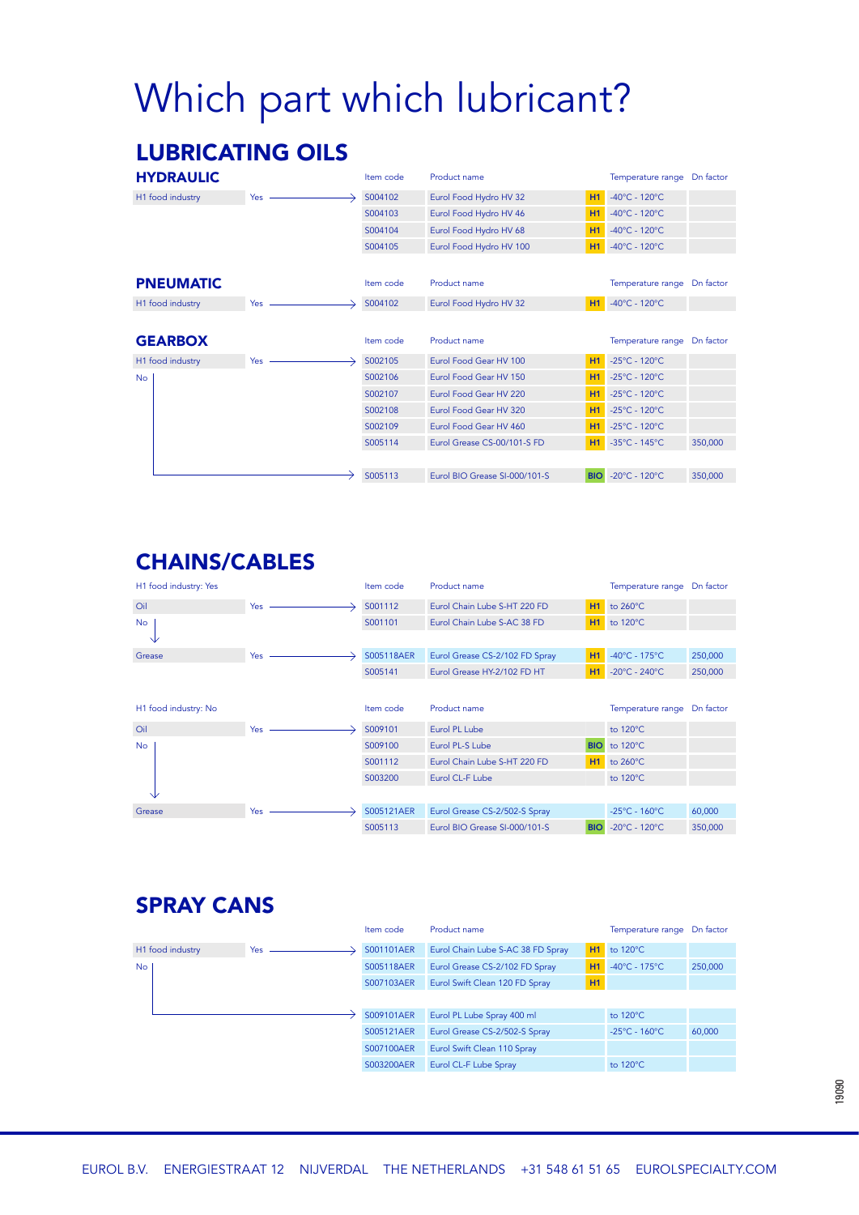# Which part which lubricant?

## LUBRICATING OILS

### HYDRAULIC

| | | Item code | Product name | | Temperature range | Dn factor |
|---|---|---|---|---|---|---|
| H1 food industry | Yes → | S004102 | Eurol Food Hydro HV 32 | H1 | -40°C - 120°C | |
| | | S004103 | Eurol Food Hydro HV 46 | H1 | -40°C - 120°C | |
| | | S004104 | Eurol Food Hydro HV 68 | H1 | -40°C - 120°C | |
| | | S004105 | Eurol Food Hydro HV 100 | H1 | -40°C - 120°C | |

### PNEUMATIC

| | | Item code | Product name | | Temperature range | Dn factor |
|---|---|---|---|---|---|---|
| H1 food industry | Yes → | S004102 | Eurol Food Hydro HV 32 | H1 | -40°C - 120°C | |

### GEARBOX

| | | Item code | Product name | | Temperature range | Dn factor |
|---|---|---|---|---|---|---|
| H1 food industry | Yes → | S002105 | Eurol Food Gear HV 100 | H1 | -25°C - 120°C | |
| | | S002106 | Eurol Food Gear HV 150 | H1 | -25°C - 120°C | |
| | | S002107 | Eurol Food Gear HV 220 | H1 | -25°C - 120°C | |
| | | S002108 | Eurol Food Gear HV 320 | H1 | -25°C - 120°C | |
| | | S002109 | Eurol Food Gear HV 460 | H1 | -25°C - 120°C | |
| | | S005114 | Eurol Grease CS-00/101-S FD | H1 | -35°C - 145°C | 350,000 |
| No | → | S005113 | Eurol BIO Grease SI-000/101-S | BIO | -20°C - 120°C | 350,000 |

## CHAINS/CABLES

| H1 food industry: Yes | | Item code | Product name | | Temperature range | Dn factor |
|---|---|---|---|---|---|---|
| Oil | Yes → | S001112 | Eurol Chain Lube S-HT 220 FD | H1 | to 260°C | |
| | | S001101 | Eurol Chain Lube S-AC 38 FD | H1 | to 120°C | |
| No ↓ Grease | Yes → | S005118AER | Eurol Grease CS-2/102 FD Spray | H1 | -40°C - 175°C | 250,000 |
| | | S005141 | Eurol Grease HY-2/102 FD HT | H1 | -20°C - 240°C | 250,000 |

| H1 food industry: No | | Item code | Product name | | Temperature range | Dn factor |
|---|---|---|---|---|---|---|
| Oil | Yes → | S009101 | Eurol PL Lube | | to 120°C | |
| | | S009100 | Eurol PL-S Lube | BIO | to 120°C | |
| | | S001112 | Eurol Chain Lube S-HT 220 FD | H1 | to 260°C | |
| | | S003200 | Eurol CL-F Lube | | to 120°C | |
| No ↓ Grease | Yes → | S005121AER | Eurol Grease CS-2/502-S Spray | | -25°C - 160°C | 60,000 |
| | | S005113 | Eurol BIO Grease SI-000/101-S | BIO | -20°C - 120°C | 350,000 |

## SPRAY CANS

| | | Item code | Product name | | Temperature range | Dn factor |
|---|---|---|---|---|---|---|
| H1 food industry | Yes → | S001101AER | Eurol Chain Lube S-AC 38 FD Spray | H1 | to 120°C | |
| | | S005118AER | Eurol Grease CS-2/102 FD Spray | H1 | -40°C - 175°C | 250,000 |
| | | S007103AER | Eurol Swift Clean 120 FD Spray | H1 | | |
| No | → | S009101AER | Eurol PL Lube Spray 400 ml | | to 120°C | |
| | | S005121AER | Eurol Grease CS-2/502-S Spray | | -25°C - 160°C | 60,000 |
| | | S007100AER | Eurol Swift Clean 110 Spray | | | |
| | | S003200AER | Eurol CL-F Lube Spray | | to 120°C | |

19090

EUROL B.V. ENERGIESTRAAT 12 NIJVERDAL THE NETHERLANDS +31 548 61 51 65 EUROLSPECIALTY.COM